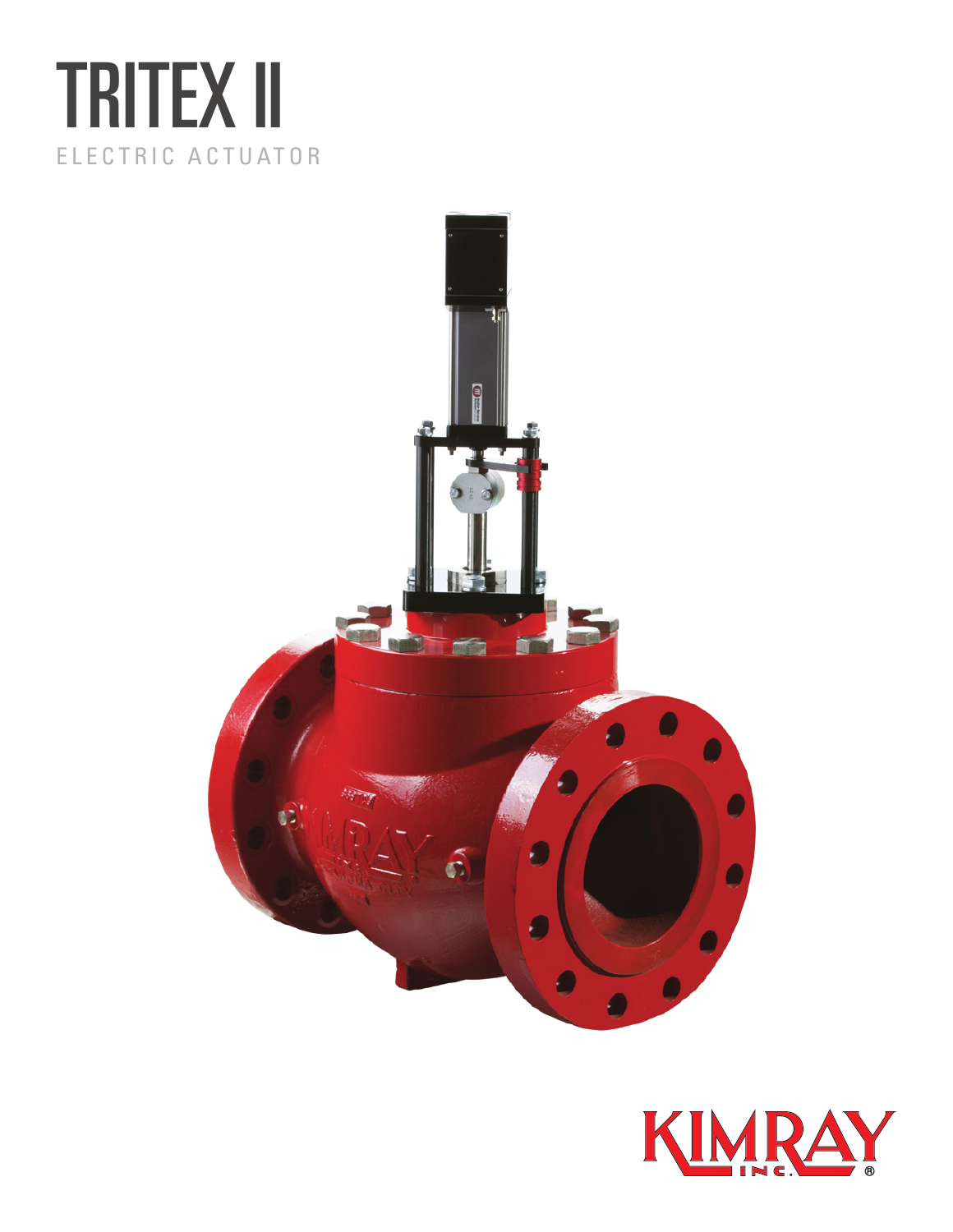# TRITEX II

ELECTRIC ACTUATOR

KIMRAY INC.®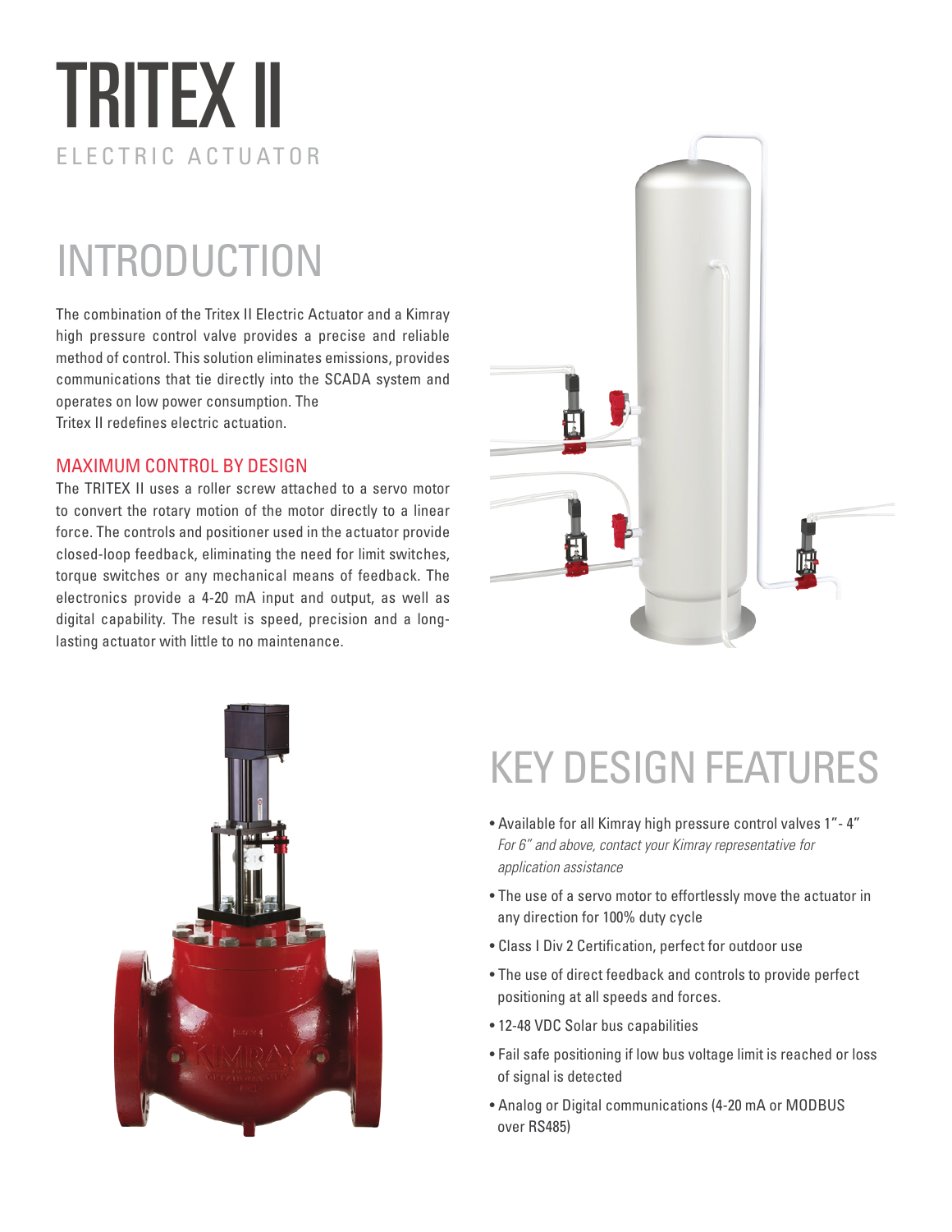# TRITEX II

ELECTRIC ACTUATOR

## INTRODUCTION

The combination of the Tritex II Electric Actuator and a Kimray high pressure control valve provides a precise and reliable method of control. This solution eliminates emissions, provides communications that tie directly into the SCADA system and operates on low power consumption. The Tritex II redefines electric actuation.

### MAXIMUM CONTROL BY DESIGN

The TRITEX II uses a roller screw attached to a servo motor to convert the rotary motion of the motor directly to a linear force. The controls and positioner used in the actuator provide closed-loop feedback, eliminating the need for limit switches, torque switches or any mechanical means of feedback. The electronics provide a 4-20 mA input and output, as well as digital capability. The result is speed, precision and a long-lasting actuator with little to no maintenance.

## KEY DESIGN FEATURES

- Available for all Kimray high pressure control valves 1"- 4"
  *For 6" and above, contact your Kimray representative for application assistance*
- The use of a servo motor to effortlessly move the actuator in any direction for 100% duty cycle
- Class I Div 2 Certification, perfect for outdoor use
- The use of direct feedback and controls to provide perfect positioning at all speeds and forces.
- 12-48 VDC Solar bus capabilities
- Fail safe positioning if low bus voltage limit is reached or loss of signal is detected
- Analog or Digital communications (4-20 mA or MODBUS over RS485)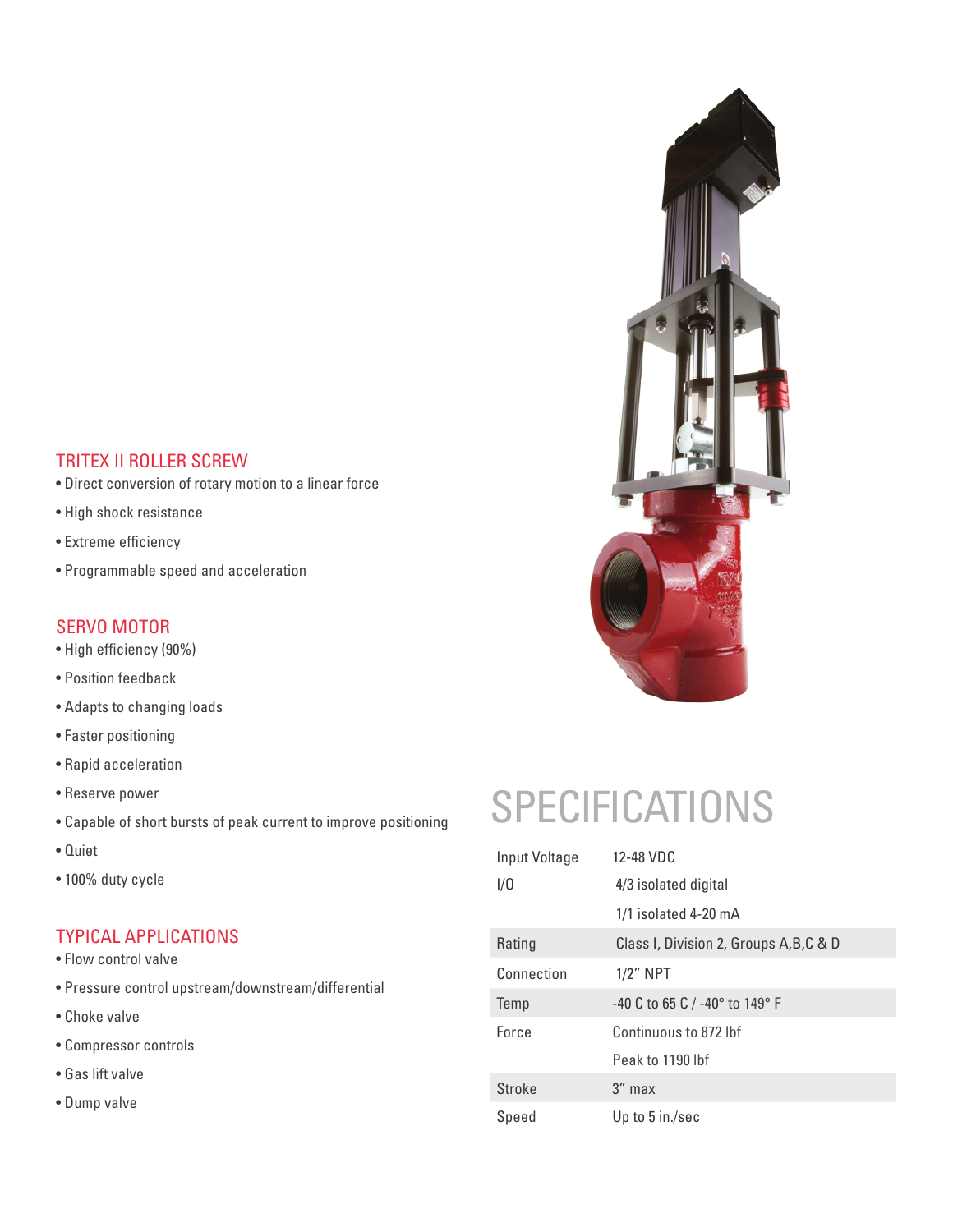## TRITEX II ROLLER SCREW

- Direct conversion of rotary motion to a linear force
- High shock resistance
- Extreme efficiency
- Programmable speed and acceleration

## SERVO MOTOR

- High efficiency (90%)
- Position feedback
- Adapts to changing loads
- Faster positioning
- Rapid acceleration
- Reserve power
- Capable of short bursts of peak current to improve positioning
- Quiet
- 100% duty cycle

## TYPICAL APPLICATIONS

- Flow control valve
- Pressure control upstream/downstream/differential
- Choke valve
- Compressor controls
- Gas lift valve
- Dump valve

# SPECIFICATIONS

| | |
|---|---|
| Input Voltage | 12-48 VDC |
| I/O | 4/3 isolated digital |
| | 1/1 isolated 4-20 mA |
| Rating | Class I, Division 2, Groups A,B,C & D |
| Connection | 1/2" NPT |
| Temp | -40 C to 65 C / -40° to 149° F |
| Force | Continuous to 872 lbf |
| | Peak to 1190 lbf |
| Stroke | 3" max |
| Speed | Up to 5 in./sec |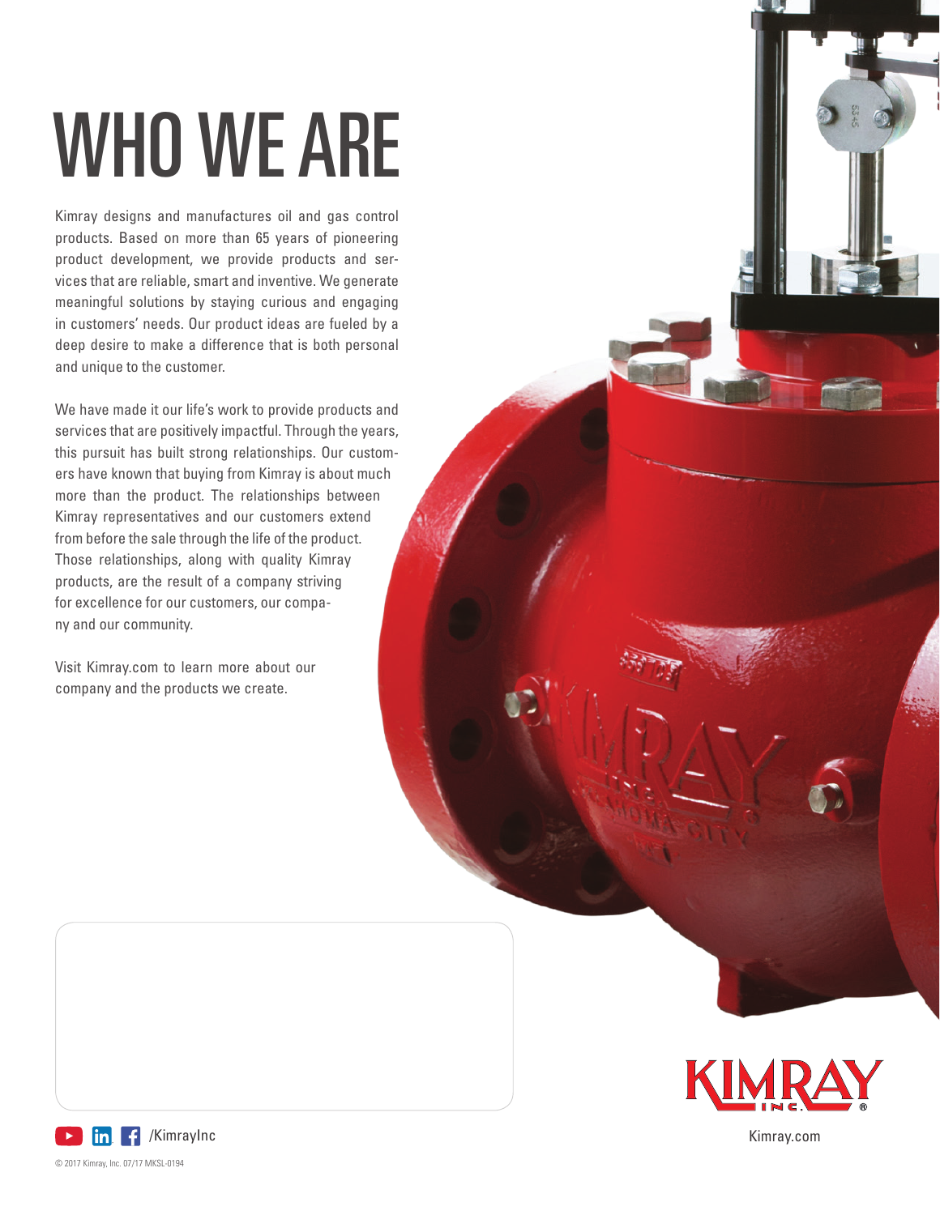# WHO WE ARE

Kimray designs and manufactures oil and gas control products. Based on more than 65 years of pioneering product development, we provide products and services that are reliable, smart and inventive. We generate meaningful solutions by staying curious and engaging in customers' needs. Our product ideas are fueled by a deep desire to make a difference that is both personal and unique to the customer.

We have made it our life's work to provide products and services that are positively impactful. Through the years, this pursuit has built strong relationships. Our customers have known that buying from Kimray is about much more than the product. The relationships between Kimray representatives and our customers extend from before the sale through the life of the product. Those relationships, along with quality Kimray products, are the result of a company striving for excellence for our customers, our company and our community.

Visit Kimray.com to learn more about our company and the products we create.

/KimrayInc

KIMRAY INC.

Kimray.com

© 2017 Kimray, Inc. 07/17 MKSL-0194